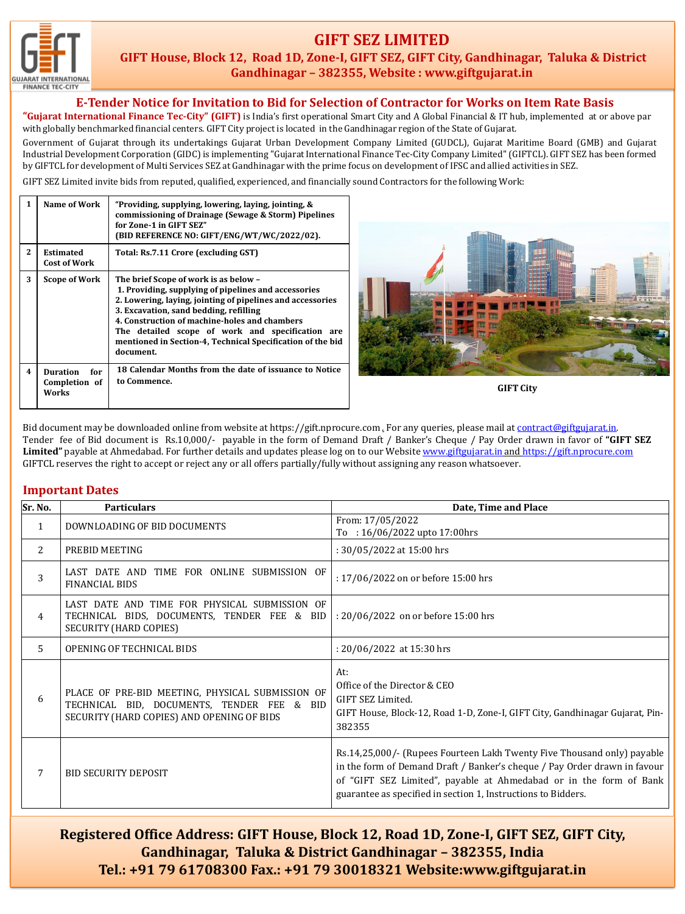# GIFT SEZ LIMITED

**GIFT House, Block 12, Road 1D, Zone-I, GIFT SEZ, GIFT City, Gandhinagar, Taluka & District Gandhinagar – 382355, Website : www.giftgujarat.in**

## E-Tender Notice for Invitation to Bid for Selection of Contractor for Works on Item Rate Basis

**"Gujarat International Finance Tec-City" (GIFT)** is India's first operational Smart City and A Global Financial & IT hub, implemented at or above par with globally benchmarked financial centers. GIFT City project is located in the Gandhinagar region of the State of Gujarat.

Government of Gujarat through its undertakings Gujarat Urban Development Company Limited (GUDCL), Gujarat Maritime Board (GMB) and Gujarat Industrial Development Corporation (GIDC) is implementing "Gujarat International Finance Tec-City Company Limited" (GIFTCL). GIFT SEZ has been formed by GIFTCL for development of Multi Services SEZ at Gandhinagar with the prime focus on development of IFSC and allied activities in SEZ.

GIFT SEZ Limited invite bids from reputed, qualified, experienced, and financially sound Contractors for the following Work:

| | | |
|---|---|---|
| 1 | Name of Work | **"Providing, supplying, lowering, laying, jointing, & commissioning of Drainage (Sewage & Storm) Pipelines for Zone-1 in GIFT SEZ" (BID REFERENCE NO: GIFT/ENG/WT/WC/2022/02).** |
| 2 | Estimated Cost of Work | **Total: Rs.7.11 Crore (excluding GST)** |
| 3 | Scope of Work | **The brief Scope of work is as below –<br>1. Providing, supplying of pipelines and accessories<br>2. Lowering, laying, jointing of pipelines and accessories<br>3. Excavation, sand bedding, refilling<br>4. Construction of machine-holes and chambers<br>The detailed scope of work and specification are mentioned in Section-4, Technical Specification of the bid document.** |
| 4 | Duration for Completion of Works | **18 Calendar Months from the date of issuance to Notice to Commence.** |

GIFT City

Bid document may be downloaded online from website at https://gift.nprocure.com. For any queries, please mail at contract@giftgujarat.in.
Tender fee of Bid document is Rs.10,000/- payable in the form of Demand Draft / Banker's Cheque / Pay Order drawn in favor of **"GIFT SEZ Limited"** payable at Ahmedabad. For further details and updates please log on to our Website www.giftgujarat.in and https://gift.nprocure.com
GIFTCL reserves the right to accept or reject any or all offers partially/fully without assigning any reason whatsoever.

## Important Dates

| Sr. No. | Particulars | Date, Time and Place |
|---|---|---|
| 1 | DOWNLOADING OF BID DOCUMENTS | From: 17/05/2022<br>To : 16/06/2022 upto 17:00hrs |
| 2 | PREBID MEETING | : 30/05/2022 at 15:00 hrs |
| 3 | LAST DATE AND TIME FOR ONLINE SUBMISSION OF FINANCIAL BIDS | : 17/06/2022 on or before 15:00 hrs |
| 4 | LAST DATE AND TIME FOR PHYSICAL SUBMISSION OF TECHNICAL BIDS, DOCUMENTS, TENDER FEE & BID SECURITY (HARD COPIES) | : 20/06/2022 on or before 15:00 hrs |
| 5 | OPENING OF TECHNICAL BIDS | : 20/06/2022 at 15:30 hrs |
| 6 | PLACE OF PRE-BID MEETING, PHYSICAL SUBMISSION OF TECHNICAL BID, DOCUMENTS, TENDER FEE & BID SECURITY (HARD COPIES) AND OPENING OF BIDS | At:<br>Office of the Director & CEO<br>GIFT SEZ Limited.<br>GIFT House, Block-12, Road 1-D, Zone-I, GIFT City, Gandhinagar Gujarat, Pin-382355 |
| 7 | BID SECURITY DEPOSIT | Rs.14,25,000/- (Rupees Fourteen Lakh Twenty Five Thousand only) payable in the form of Demand Draft / Banker's cheque / Pay Order drawn in favour of "GIFT SEZ Limited", payable at Ahmedabad or in the form of Bank guarantee as specified in section 1, Instructions to Bidders. |

**Registered Office Address: GIFT House, Block 12, Road 1D, Zone-I, GIFT SEZ, GIFT City, Gandhinagar, Taluka & District Gandhinagar – 382355, India**
**Tel.: +91 79 61708300 Fax.: +91 79 30018321 Website:www.giftgujarat.in**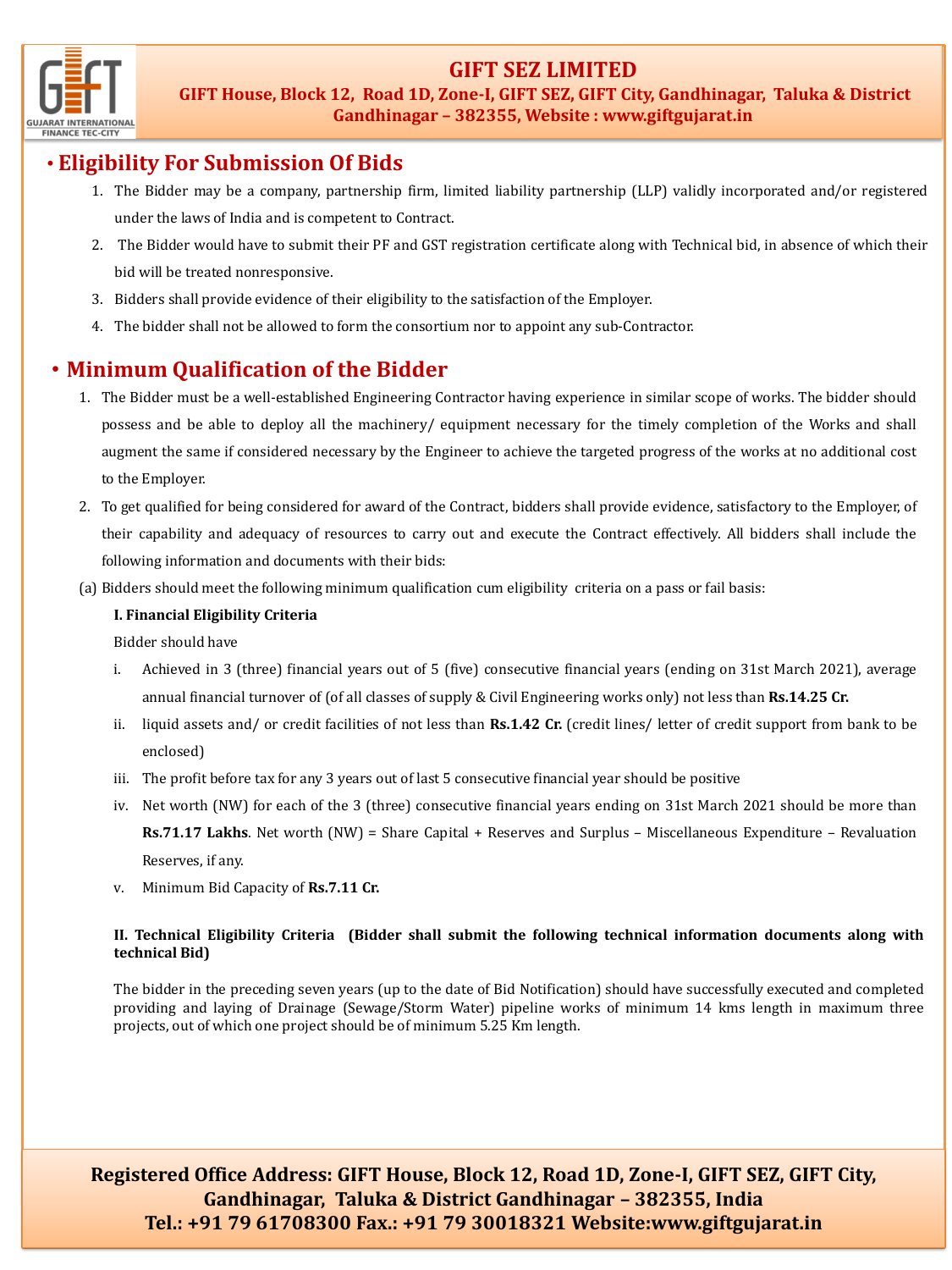## • Eligibility For Submission Of Bids

1. The Bidder may be a company, partnership firm, limited liability partnership (LLP) validly incorporated and/or registered under the laws of India and is competent to Contract.
2. The Bidder would have to submit their PF and GST registration certificate along with Technical bid, in absence of which their bid will be treated nonresponsive.
3. Bidders shall provide evidence of their eligibility to the satisfaction of the Employer.
4. The bidder shall not be allowed to form the consortium nor to appoint any sub-Contractor.

## • Minimum Qualification of the Bidder

1. The Bidder must be a well-established Engineering Contractor having experience in similar scope of works. The bidder should possess and be able to deploy all the machinery/ equipment necessary for the timely completion of the Works and shall augment the same if considered necessary by the Engineer to achieve the targeted progress of the works at no additional cost to the Employer.
2. To get qualified for being considered for award of the Contract, bidders shall provide evidence, satisfactory to the Employer, of their capability and adequacy of resources to carry out and execute the Contract effectively. All bidders shall include the following information and documents with their bids:

(a) Bidders should meet the following minimum qualification cum eligibility criteria on a pass or fail basis:

**I. Financial Eligibility Criteria**

Bidder should have

i. Achieved in 3 (three) financial years out of 5 (five) consecutive financial years (ending on 31st March 2021), average annual financial turnover of (of all classes of supply & Civil Engineering works only) not less than **Rs.14.25 Cr.**

ii. liquid assets and/ or credit facilities of not less than **Rs.1.42 Cr.** (credit lines/ letter of credit support from bank to be enclosed)

iii. The profit before tax for any 3 years out of last 5 consecutive financial year should be positive

iv. Net worth (NW) for each of the 3 (three) consecutive financial years ending on 31st March 2021 should be more than **Rs.71.17 Lakhs**. Net worth (NW) = Share Capital + Reserves and Surplus – Miscellaneous Expenditure – Revaluation Reserves, if any.

v. Minimum Bid Capacity of **Rs.7.11 Cr.**

**II. Technical Eligibility Criteria (Bidder shall submit the following technical information documents along with technical Bid)**

The bidder in the preceding seven years (up to the date of Bid Notification) should have successfully executed and completed providing and laying of Drainage (Sewage/Storm Water) pipeline works of minimum 14 kms length in maximum three projects, out of which one project should be of minimum 5.25 Km length.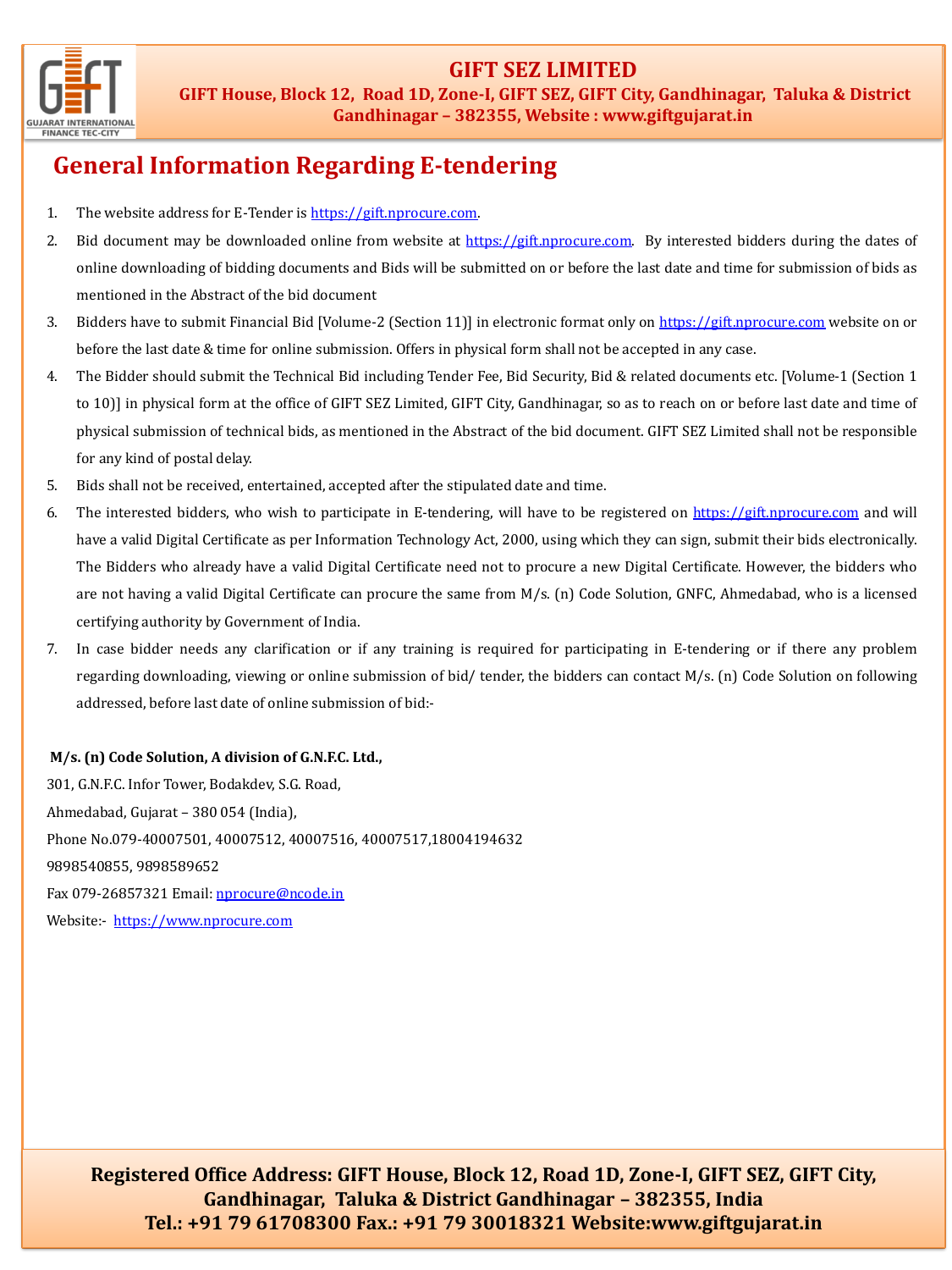# General Information Regarding E-tendering

1. The website address for E-Tender is https://gift.nprocure.com.
2. Bid document may be downloaded online from website at https://gift.nprocure.com. By interested bidders during the dates of online downloading of bidding documents and Bids will be submitted on or before the last date and time for submission of bids as mentioned in the Abstract of the bid document
3. Bidders have to submit Financial Bid [Volume-2 (Section 11)] in electronic format only on https://gift.nprocure.com website on or before the last date & time for online submission. Offers in physical form shall not be accepted in any case.
4. The Bidder should submit the Technical Bid including Tender Fee, Bid Security, Bid & related documents etc. [Volume-1 (Section 1 to 10)] in physical form at the office of GIFT SEZ Limited, GIFT City, Gandhinagar, so as to reach on or before last date and time of physical submission of technical bids, as mentioned in the Abstract of the bid document. GIFT SEZ Limited shall not be responsible for any kind of postal delay.
5. Bids shall not be received, entertained, accepted after the stipulated date and time.
6. The interested bidders, who wish to participate in E-tendering, will have to be registered on https://gift.nprocure.com and will have a valid Digital Certificate as per Information Technology Act, 2000, using which they can sign, submit their bids electronically. The Bidders who already have a valid Digital Certificate need not to procure a new Digital Certificate. However, the bidders who are not having a valid Digital Certificate can procure the same from M/s. (n) Code Solution, GNFC, Ahmedabad, who is a licensed certifying authority by Government of India.
7. In case bidder needs any clarification or if any training is required for participating in E-tendering or if there any problem regarding downloading, viewing or online submission of bid/ tender, the bidders can contact M/s. (n) Code Solution on following addressed, before last date of online submission of bid:-

**M/s. (n) Code Solution, A division of G.N.F.C. Ltd.,**
301, G.N.F.C. Infor Tower, Bodakdev, S.G. Road,
Ahmedabad, Gujarat – 380 054 (India),
Phone No.079-40007501, 40007512, 40007516, 40007517,18004194632
9898540855, 9898589652
Fax 079-26857321 Email: nprocure@ncode.in
Website:- https://www.nprocure.com